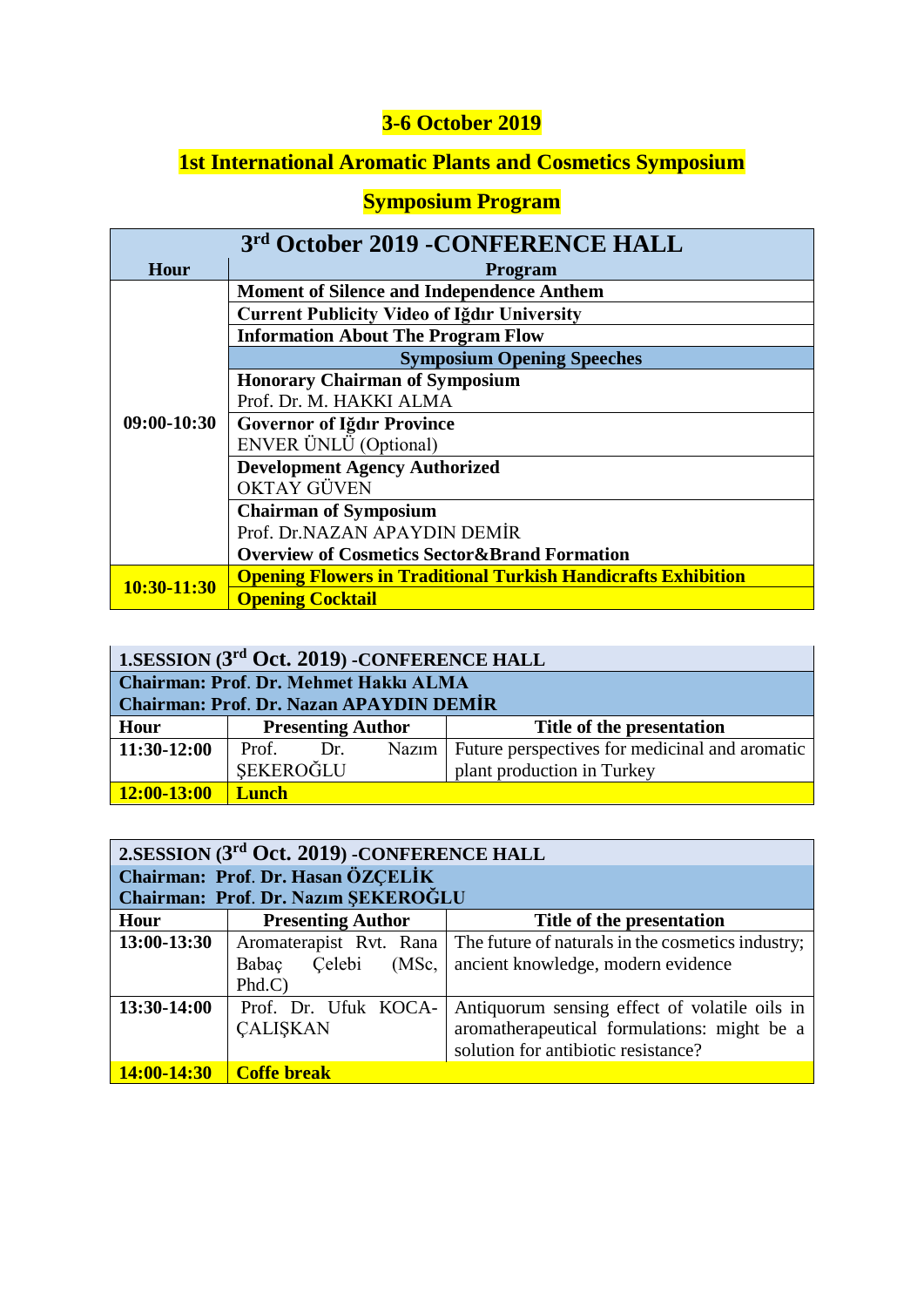# 3-6 October 2019

# 1st International Aromatic Plants and Cosmetics Symposium

## Symposium Program

| 3rd October 2019 -CONFERENCE HALL | |
|---|---|
| **Hour** | **Program** |
| 09:00-10:30 | **Moment of Silence and Independence Anthem** |
| | **Current Publicity Video of Iğdır University** |
| | **Information About The Program Flow** |
| | **Symposium Opening Speeches** |
| | **Honorary Chairman of Symposium**<br>Prof. Dr. M. HAKKI ALMA |
| | **Governor of Iğdır Province**<br>ENVER ÜNLÜ (Optional) |
| | **Development Agency Authorized**<br>OKTAY GÜVEN |
| | **Chairman of Symposium**<br>Prof. Dr.NAZAN APAYDIN DEMİR<br>**Overview of Cosmetics Sector&Brand Formation** |
| 10:30-11:30 | **Opening Flowers in Traditional Turkish Handicrafts Exhibition** |
| | **Opening Cocktail** |

| 1.SESSION (3rd Oct. 2019) -CONFERENCE HALL | | |
|---|---|---|
| **Chairman: Prof. Dr. Mehmet Hakkı ALMA**<br>**Chairman: Prof. Dr. Nazan APAYDIN DEMİR** | | |
| **Hour** | **Presenting Author** | **Title of the presentation** |
| **11:30-12:00** | Prof. Dr. Nazım ŞEKEROĞLU | Future perspectives for medicinal and aromatic plant production in Turkey |
| **12:00-13:00** | **Lunch** | |

| 2.SESSION (3rd Oct. 2019) -CONFERENCE HALL | | |
|---|---|---|
| **Chairman: Prof. Dr. Hasan ÖZÇELİK**<br>**Chairman: Prof. Dr. Nazım ŞEKEROĞLU** | | |
| **Hour** | **Presenting Author** | **Title of the presentation** |
| **13:00-13:30** | Aromaterapist Rvt. Rana Babaç Çelebi (MSc, Phd.C) | The future of naturals in the cosmetics industry; ancient knowledge, modern evidence |
| **13:30-14:00** | Prof. Dr. Ufuk KOCA-ÇALIŞKAN | Antiquorum sensing effect of volatile oils in aromatherapeutical formulations: might be a solution for antibiotic resistance? |
| **14:00-14:30** | **Coffe break** | |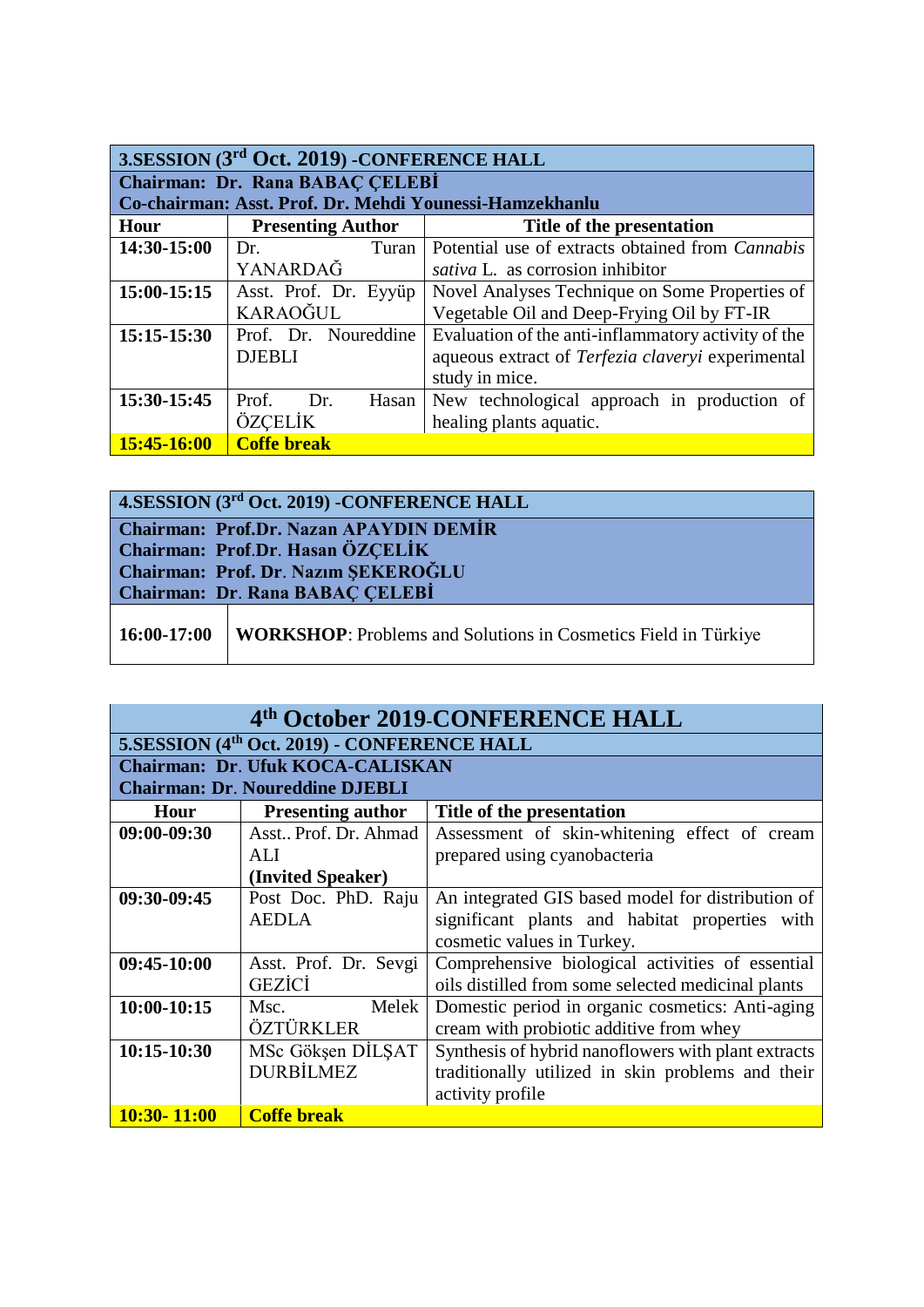| 3.SESSION (3rd Oct. 2019) -CONFERENCE HALL | | |
|---|---|---|
| **Chairman: Dr. Rana BABAÇ ÇELEBİ** | | |
| **Co-chairman: Asst. Prof. Dr. Mehdi Younessi-Hamzekhanlu** | | |
| **Hour** | **Presenting Author** | **Title of the presentation** |
| **14:30-15:00** | Dr. Turan YANARDAĞ | Potential use of extracts obtained from *Cannabis sativa* L. as corrosion inhibitor |
| **15:00-15:15** | Asst. Prof. Dr. Eyyüp KARAOĞUL | Novel Analyses Technique on Some Properties of Vegetable Oil and Deep-Frying Oil by FT-IR |
| **15:15-15:30** | Prof. Dr. Noureddine DJEBLI | Evaluation of the anti-inflammatory activity of the aqueous extract of *Terfezia claveryi* experimental study in mice. |
| **15:30-15:45** | Prof. Dr. Hasan ÖZÇELİK | New technological approach in production of healing plants aquatic. |
| **15:45-16:00** | **Coffe break** | |

| 4.SESSION (3rd Oct. 2019) -CONFERENCE HALL | |
|---|---|
| **Chairman: Prof.Dr. Nazan APAYDIN DEMİR** | |
| **Chairman: Prof.Dr. Hasan ÖZÇELİK** | |
| **Chairman: Prof. Dr. Nazım ŞEKEROĞLU** | |
| **Chairman: Dr. Rana BABAÇ ÇELEBİ** | |
| **16:00-17:00** | **WORKSHOP**: Problems and Solutions in Cosmetics Field in Türkiye |

| 4th October 2019-CONFERENCE HALL | | |
|---|---|---|
| **5.SESSION (4th Oct. 2019) - CONFERENCE HALL** | | |
| **Chairman: Dr. Ufuk KOCA-CALISKAN** | | |
| **Chairman: Dr. Noureddine DJEBLI** | | |
| **Hour** | **Presenting author** | **Title of the presentation** |
| **09:00-09:30** | Asst.. Prof. Dr. Ahmad ALI **(Invited Speaker)** | Assessment of skin-whitening effect of cream prepared using cyanobacteria |
| **09:30-09:45** | Post Doc. PhD. Raju AEDLA | An integrated GIS based model for distribution of significant plants and habitat properties with cosmetic values in Turkey. |
| **09:45-10:00** | Asst. Prof. Dr. Sevgi GEZİCİ | Comprehensive biological activities of essential oils distilled from some selected medicinal plants |
| **10:00-10:15** | Msc. Melek ÖZTÜRKLER | Domestic period in organic cosmetics: Anti-aging cream with probiotic additive from whey |
| **10:15-10:30** | MSc Gökşen DİLŞAT DURBİLMEZ | Synthesis of hybrid nanoflowers with plant extracts traditionally utilized in skin problems and their activity profile |
| **10:30- 11:00** | **Coffe break** | |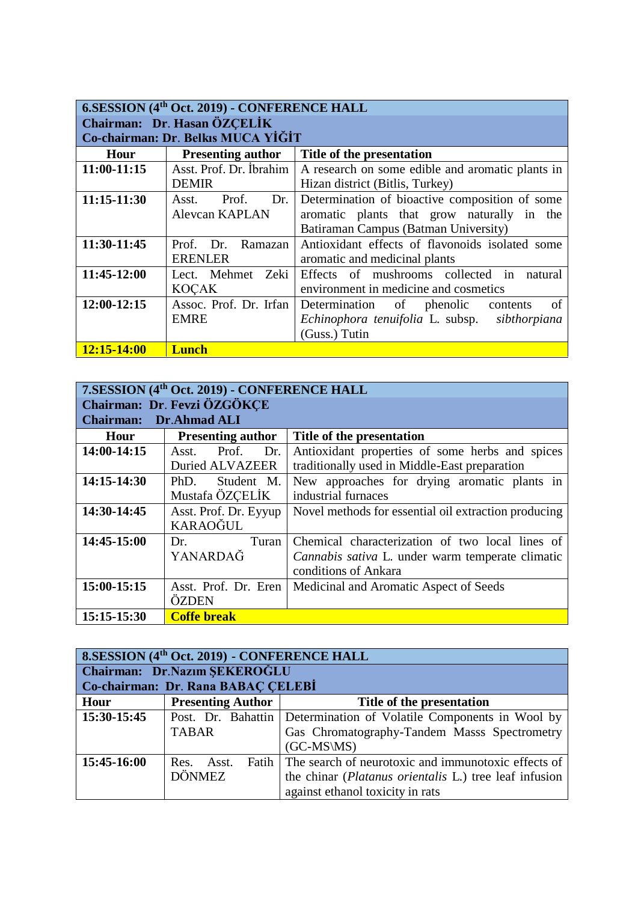| 6.SESSION (4th Oct. 2019) - CONFERENCE HALL | | |
|---|---|---|
| **Chairman: Dr. Hasan ÖZÇELİK** | | |
| **Co-chairman: Dr. Belkıs MUCA YİĞİT** | | |
| **Hour** | **Presenting author** | **Title of the presentation** |
| **11:00-11:15** | Asst. Prof. Dr. İbrahim DEMIR | A research on some edible and aromatic plants in Hizan district (Bitlis, Turkey) |
| **11:15-11:30** | Asst. Prof. Dr. Alevcan KAPLAN | Determination of bioactive composition of some aromatic plants that grow naturally in the Batiraman Campus (Batman University) |
| **11:30-11:45** | Prof. Dr. Ramazan ERENLER | Antioxidant effects of flavonoids isolated some aromatic and medicinal plants |
| **11:45-12:00** | Lect. Mehmet Zeki KOÇAK | Effects of mushrooms collected in natural environment in medicine and cosmetics |
| **12:00-12:15** | Assoc. Prof. Dr. Irfan EMRE | Determination of phenolic contents of *Echinophora tenuifolia* L. subsp. *sibthorpiana* (Guss.) Tutin |
| **12:15-14:00** | **Lunch** | |

| 7.SESSION (4th Oct. 2019) - CONFERENCE HALL | | |
|---|---|---|
| **Chairman: Dr. Fevzi ÖZGÖKÇE** | | |
| **Chairman: Dr.Ahmad ALI** | | |
| **Hour** | **Presenting author** | **Title of the presentation** |
| **14:00-14:15** | Asst. Prof. Dr. Duried ALVAZEER | Antioxidant properties of some herbs and spices traditionally used in Middle-East preparation |
| **14:15-14:30** | PhD. Student M. Mustafa ÖZÇELİK | New approaches for drying aromatic plants in industrial furnaces |
| **14:30-14:45** | Asst. Prof. Dr. Eyyup KARAOĞUL | Novel methods for essential oil extraction producing |
| **14:45-15:00** | Dr. Turan YANARDAĞ | Chemical characterization of two local lines of *Cannabis sativa* L. under warm temperate climatic conditions of Ankara |
| **15:00-15:15** | Asst. Prof. Dr. Eren ÖZDEN | Medicinal and Aromatic Aspect of Seeds |
| **15:15-15:30** | **Coffe break** | |

| 8.SESSION (4th Oct. 2019) - CONFERENCE HALL | | |
|---|---|---|
| **Chairman: Dr.Nazım ŞEKEROĞLU** | | |
| **Co-chairman: Dr. Rana BABAÇ ÇELEBİ** | | |
| **Hour** | **Presenting Author** | **Title of the presentation** |
| **15:30-15:45** | Post. Dr. Bahattin TABAR | Determination of Volatile Components in Wool by Gas Chromatography-Tandem Masss Spectrometry (GC-MS\MS) |
| **15:45-16:00** | Res. Asst. Fatih DÖNMEZ | The search of neurotoxic and immunotoxic effects of the chinar (*Platanus orientalis* L.) tree leaf infusion against ethanol toxicity in rats |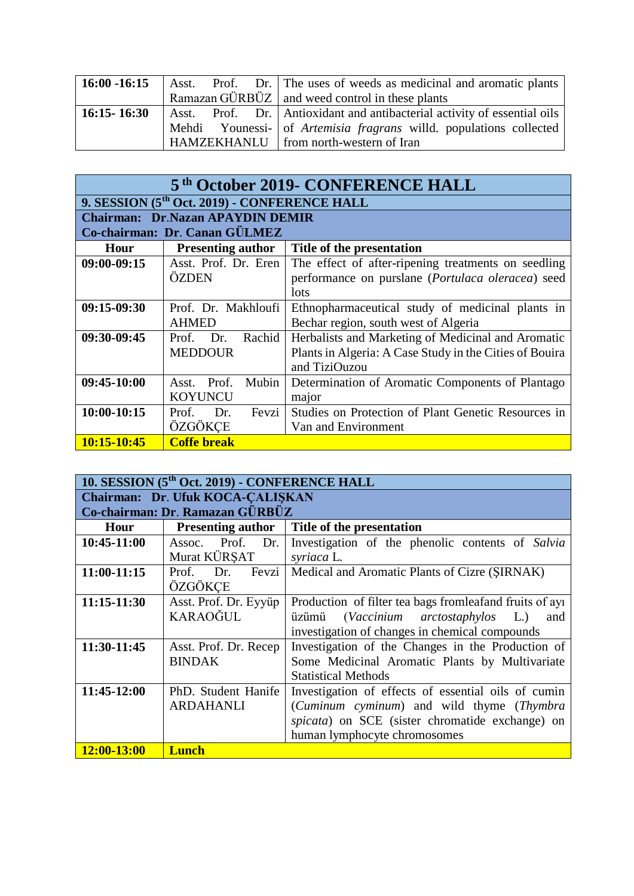| | | |
|---|---|---|
| **16:00 -16:15** | Asst. Prof. Dr. Ramazan GÜRBÜZ | The uses of weeds as medicinal and aromatic plants and weed control in these plants |
| **16:15- 16:30** | Asst. Prof. Dr. Mehdi Younessi-HAMZEKHANLU | Antioxidant and antibacterial activity of essential oils of *Artemisia fragrans* willd. populations collected from north-western of Iran |

## 5 th October 2019- CONFERENCE HALL

**9. SESSION (5th Oct. 2019) - CONFERENCE HALL**

**Chairman: Dr.Nazan APAYDIN DEMIR**

**Co-chairman: Dr. Canan GÜLMEZ**

| Hour | Presenting author | Title of the presentation |
|---|---|---|
| **09:00-09:15** | Asst. Prof. Dr. Eren ÖZDEN | The effect of after-ripening treatments on seedling performance on purslane (*Portulaca oleracea*) seed lots |
| **09:15-09:30** | Prof. Dr. Makhloufi AHMED | Ethnopharmaceutical study of medicinal plants in Bechar region, south west of Algeria |
| **09:30-09:45** | Prof. Dr. Rachid MEDDOUR | Herbalists and Marketing of Medicinal and Aromatic Plants in Algeria: A Case Study in the Cities of Bouira and TiziOuzou |
| **09:45-10:00** | Asst. Prof. Mubin KOYUNCU | Determination of Aromatic Components of Plantago major |
| **10:00-10:15** | Prof. Dr. Fevzi ÖZGÖKÇE | Studies on Protection of Plant Genetic Resources in Van and Environment |
| **10:15-10:45** | **Coffe break** | |

**10. SESSION (5th Oct. 2019) - CONFERENCE HALL**

**Chairman: Dr. Ufuk KOCA-ÇALIŞKAN**

**Co-chairman: Dr. Ramazan GÜRBÜZ**

| Hour | Presenting author | Title of the presentation |
|---|---|---|
| **10:45-11:00** | Assoc. Prof. Dr. Murat KÜRŞAT | Investigation of the phenolic contents of *Salvia syriaca* L. |
| **11:00-11:15** | Prof. Dr. Fevzi ÖZGÖKÇE | Medical and Aromatic Plants of Cizre (ŞIRNAK) |
| **11:15-11:30** | Asst. Prof. Dr. Eyyüp KARAOĞUL | Production of filter tea bags fromleafand fruits of ayı üzümü (*Vaccinium arctostaphylos* L.) and investigation of changes in chemical compounds |
| **11:30-11:45** | Asst. Prof. Dr. Recep BINDAK | Investigation of the Changes in the Production of Some Medicinal Aromatic Plants by Multivariate Statistical Methods |
| **11:45-12:00** | PhD. Student Hanife ARDAHANLI | Investigation of effects of essential oils of cumin (*Cuminum cyminum*) and wild thyme (*Thymbra spicata*) on SCE (sister chromatide exchange) on human lymphocyte chromosomes |
| **12:00-13:00** | **Lunch** | |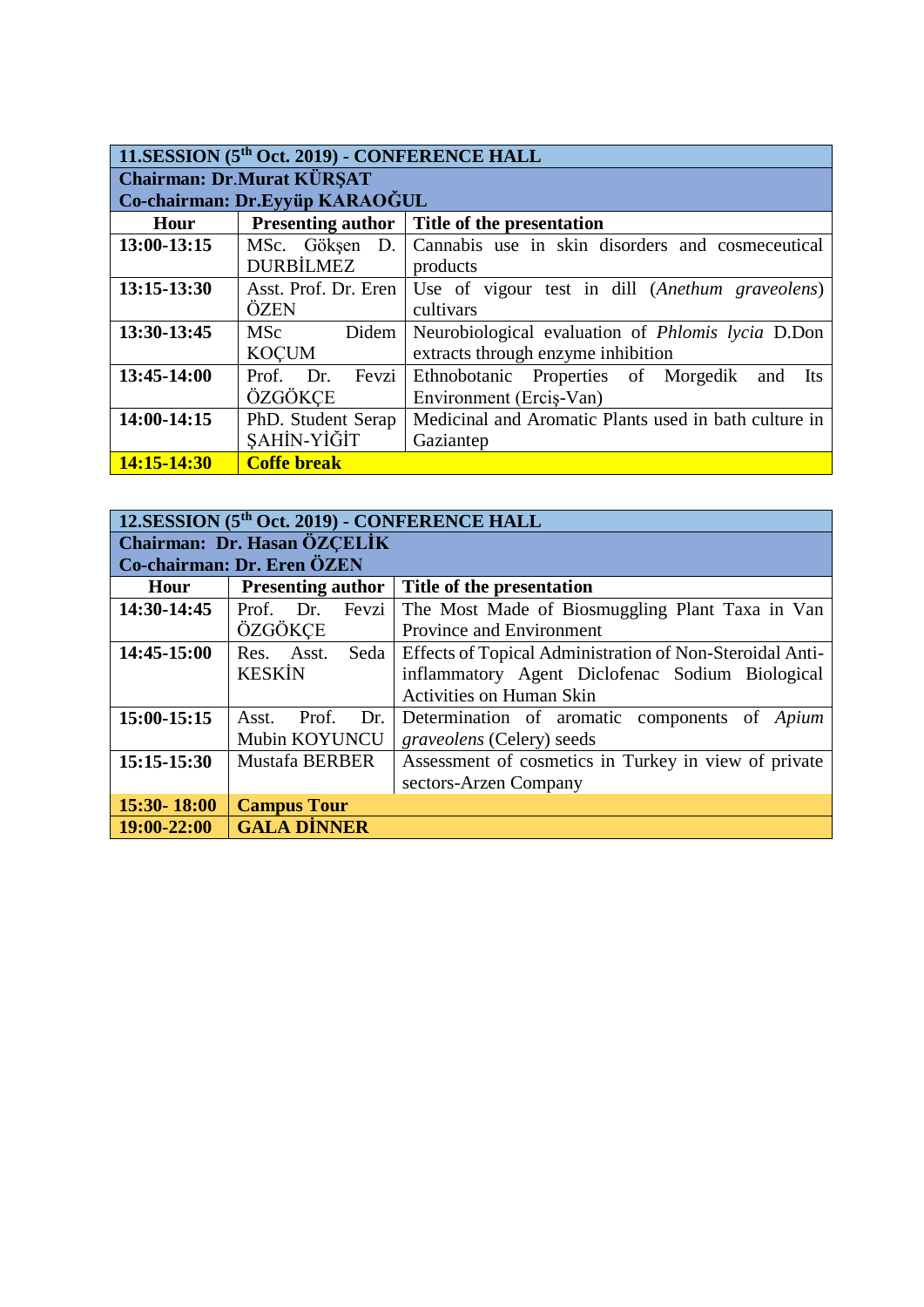| 11.SESSION (5th Oct. 2019) - CONFERENCE HALL | | |
|---|---|---|
| **Chairman: Dr.Murat KÜRŞAT** | | |
| **Co-chairman: Dr.Eyyüp KARAOĞUL** | | |
| **Hour** | **Presenting author** | **Title of the presentation** |
| **13:00-13:15** | MSc. Gökşen D. DURBİLMEZ | Cannabis use in skin disorders and cosmeceutical products |
| **13:15-13:30** | Asst. Prof. Dr. Eren ÖZEN | Use of vigour test in dill (*Anethum graveolens*) cultivars |
| **13:30-13:45** | MSc Didem KOÇUM | Neurobiological evaluation of *Phlomis lycia* D.Don extracts through enzyme inhibition |
| **13:45-14:00** | Prof. Dr. Fevzi ÖZGÖKÇE | Ethnobotanic Properties of Morgedik and Its Environment (Erciş-Van) |
| **14:00-14:15** | PhD. Student Serap ŞAHİN-YİĞİT | Medicinal and Aromatic Plants used in bath culture in Gaziantep |
| **14:15-14:30** | **Coffe break** | |

| 12.SESSION (5th Oct. 2019) - CONFERENCE HALL | | |
|---|---|---|
| **Chairman: Dr. Hasan ÖZÇELİK** | | |
| **Co-chairman: Dr. Eren ÖZEN** | | |
| **Hour** | **Presenting author** | **Title of the presentation** |
| **14:30-14:45** | Prof. Dr. Fevzi ÖZGÖKÇE | The Most Made of Biosmuggling Plant Taxa in Van Province and Environment |
| **14:45-15:00** | Res. Asst. Seda KESKİN | Effects of Topical Administration of Non-Steroidal Anti-inflammatory Agent Diclofenac Sodium Biological Activities on Human Skin |
| **15:00-15:15** | Asst. Prof. Dr. Mubin KOYUNCU | Determination of aromatic components of *Apium graveolens* (Celery) seeds |
| **15:15-15:30** | Mustafa BERBER | Assessment of cosmetics in Turkey in view of private sectors-Arzen Company |
| **15:30- 18:00** | **Campus Tour** | |
| **19:00-22:00** | **GALA DİNNER** | |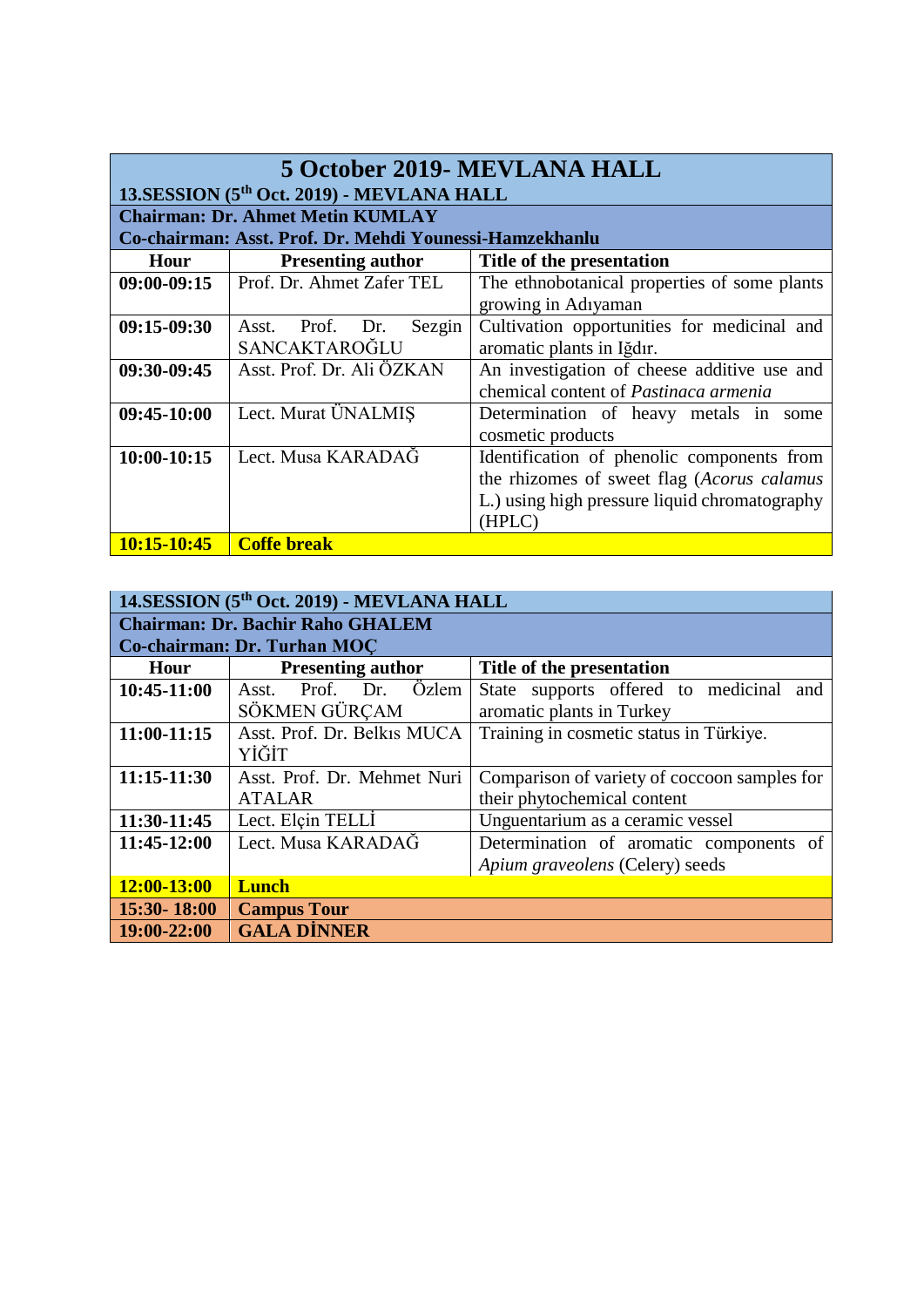# 5 October 2019- MEVLANA HALL

| **13.SESSION (5th Oct. 2019) - MEVLANA HALL** | | |
|---|---|---|
| **Chairman: Dr. Ahmet Metin KUMLAY** | | |
| **Co-chairman: Asst. Prof. Dr. Mehdi Younessi-Hamzekhanlu** | | |
| **Hour** | **Presenting author** | **Title of the presentation** |
| **09:00-09:15** | Prof. Dr. Ahmet Zafer TEL | The ethnobotanical properties of some plants growing in Adıyaman |
| **09:15-09:30** | Asst. Prof. Dr. Sezgin SANCAKTAROĞLU | Cultivation opportunities for medicinal and aromatic plants in Iğdır. |
| **09:30-09:45** | Asst. Prof. Dr. Ali ÖZKAN | An investigation of cheese additive use and chemical content of *Pastinaca armenia* |
| **09:45-10:00** | Lect. Murat ÜNALMIŞ | Determination of heavy metals in some cosmetic products |
| **10:00-10:15** | Lect. Musa KARADAĞ | Identification of phenolic components from the rhizomes of sweet flag (*Acorus calamus* L.) using high pressure liquid chromatography (HPLC) |
| **10:15-10:45** | **Coffe break** | |

| **14.SESSION (5th Oct. 2019) - MEVLANA HALL** | | |
|---|---|---|
| **Chairman: Dr. Bachir Raho GHALEM** | | |
| **Co-chairman: Dr. Turhan MOÇ** | | |
| **Hour** | **Presenting author** | **Title of the presentation** |
| **10:45-11:00** | Asst. Prof. Dr. Özlem SÖKMEN GÜRÇAM | State supports offered to medicinal and aromatic plants in Turkey |
| **11:00-11:15** | Asst. Prof. Dr. Belkıs MUCA YİĞİT | Training in cosmetic status in Türkiye. |
| **11:15-11:30** | Asst. Prof. Dr. Mehmet Nuri ATALAR | Comparison of variety of coccoon samples for their phytochemical content |
| **11:30-11:45** | Lect. Elçin TELLİ | Unguentarium as a ceramic vessel |
| **11:45-12:00** | Lect. Musa KARADAĞ | Determination of aromatic components of *Apium graveolens* (Celery) seeds |
| **12:00-13:00** | **Lunch** | |
| **15:30- 18:00** | **Campus Tour** | |
| **19:00-22:00** | **GALA DİNNER** | |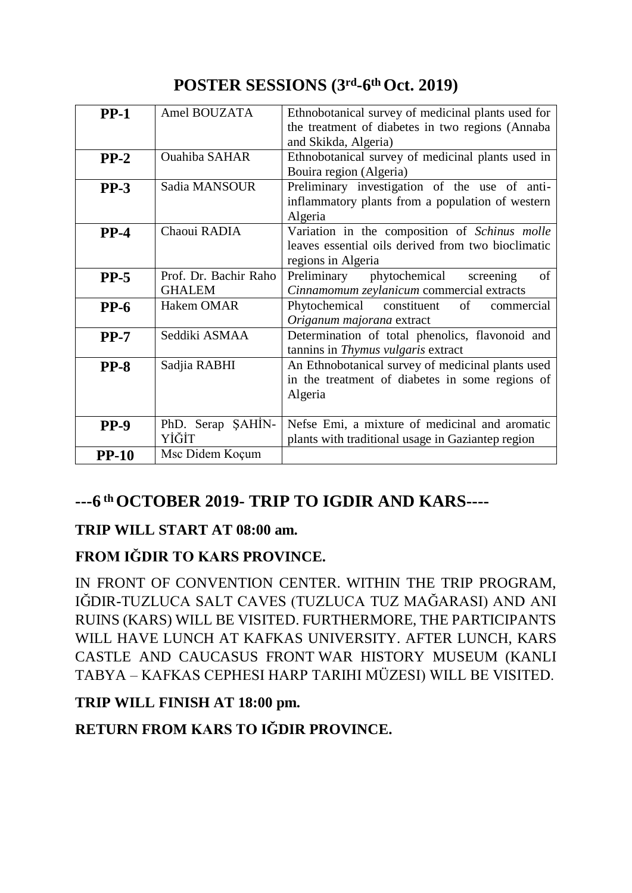# POSTER SESSIONS (3rd-6th Oct. 2019)

| | | |
|---|---|---|
| **PP-1** | Amel BOUZATA | Ethnobotanical survey of medicinal plants used for the treatment of diabetes in two regions (Annaba and Skikda, Algeria) |
| **PP-2** | Ouahiba SAHAR | Ethnobotanical survey of medicinal plants used in Bouira region (Algeria) |
| **PP-3** | Sadia MANSOUR | Preliminary investigation of the use of anti-inflammatory plants from a population of western Algeria |
| **PP-4** | Chaoui RADIA | Variation in the composition of *Schinus molle* leaves essential oils derived from two bioclimatic regions in Algeria |
| **PP-5** | Prof. Dr. Bachir Raho GHALEM | Preliminary phytochemical screening of *Cinnamomum zeylanicum* commercial extracts |
| **PP-6** | Hakem OMAR | Phytochemical constituent of commercial *Origanum majorana* extract |
| **PP-7** | Seddiki ASMAA | Determination of total phenolics, flavonoid and tannins in *Thymus vulgaris* extract |
| **PP-8** | Sadjia RABHI | An Ethnobotanical survey of medicinal plants used in the treatment of diabetes in some regions of Algeria |
| **PP-9** | PhD. Serap ŞAHİN-YİĞİT | Nefse Emi, a mixture of medicinal and aromatic plants with traditional usage in Gaziantep region |
| **PP-10** | Msc Didem Koçum | |

## ---6th OCTOBER 2019- TRIP TO IGDIR AND KARS----

**TRIP WILL START AT 08:00 am.**

**FROM IĞDIR TO KARS PROVINCE.**

IN FRONT OF CONVENTION CENTER. WITHIN THE TRIP PROGRAM, IĞDIR-TUZLUCA SALT CAVES (TUZLUCA TUZ MAĞARASI) AND ANI RUINS (KARS) WILL BE VISITED. FURTHERMORE, THE PARTICIPANTS WILL HAVE LUNCH AT KAFKAS UNIVERSITY. AFTER LUNCH, KARS CASTLE AND CAUCASUS FRONT WAR HISTORY MUSEUM (KANLI TABYA – KAFKAS CEPHESI HARP TARIHI MÜZESI) WILL BE VISITED.

**TRIP WILL FINISH AT 18:00 pm.**

**RETURN FROM KARS TO IĞDIR PROVINCE.**